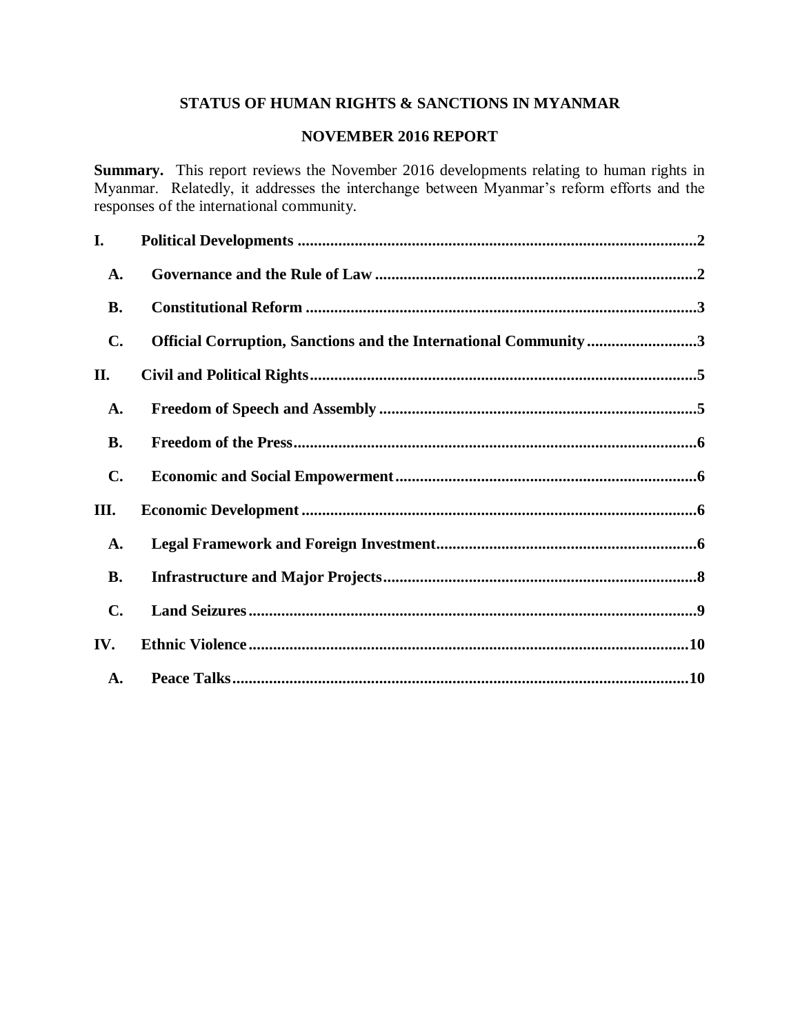# STATUS OF HUMAN RIGHTS & SANCTIONS IN MYANMAR

## NOVEMBER 2016 REPORT

**Summary.** This report reviews the November 2016 developments relating to human rights in Myanmar. Relatedly, it addresses the interchange between Myanmar's reform efforts and the responses of the international community.

**I. Political Developments** .......... 2

- **A. Governance and the Rule of Law** .......... 2
- **B. Constitutional Reform** .......... 3
- **C. Official Corruption, Sanctions and the International Community** .......... 3

**II. Civil and Political Rights** .......... 5

- **A. Freedom of Speech and Assembly** .......... 5
- **B. Freedom of the Press** .......... 6
- **C. Economic and Social Empowerment** .......... 6

**III. Economic Development** .......... 6

- **A. Legal Framework and Foreign Investment** .......... 6
- **B. Infrastructure and Major Projects** .......... 8
- **C. Land Seizures** .......... 9

**IV. Ethnic Violence** .......... 10

- **A. Peace Talks** .......... 10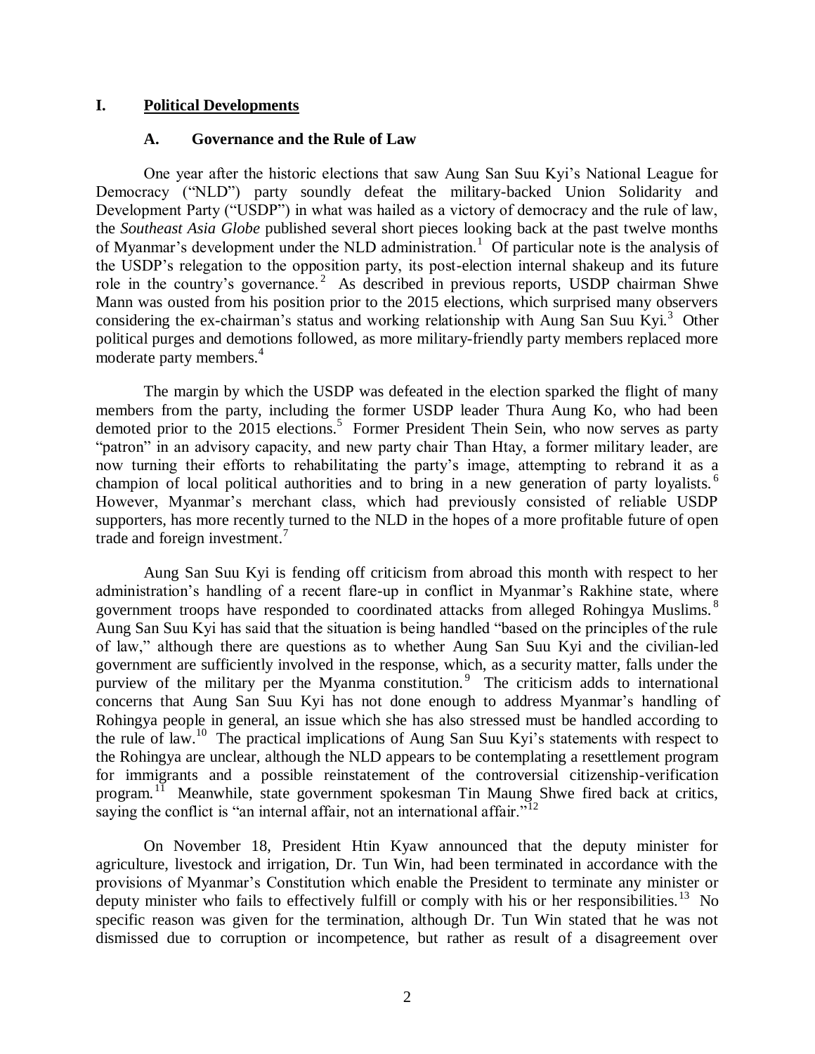## I. Political Developments

### A. Governance and the Rule of Law

One year after the historic elections that saw Aung San Suu Kyi's National League for Democracy ("NLD") party soundly defeat the military-backed Union Solidarity and Development Party ("USDP") in what was hailed as a victory of democracy and the rule of law, the *Southeast Asia Globe* published several short pieces looking back at the past twelve months of Myanmar's development under the NLD administration.[1] Of particular note is the analysis of the USDP's relegation to the opposition party, its post-election internal shakeup and its future role in the country's governance.[2] As described in previous reports, USDP chairman Shwe Mann was ousted from his position prior to the 2015 elections, which surprised many observers considering the ex-chairman's status and working relationship with Aung San Suu Kyi.[3] Other political purges and demotions followed, as more military-friendly party members replaced more moderate party members.[4]

The margin by which the USDP was defeated in the election sparked the flight of many members from the party, including the former USDP leader Thura Aung Ko, who had been demoted prior to the 2015 elections.[5] Former President Thein Sein, who now serves as party "patron" in an advisory capacity, and new party chair Than Htay, a former military leader, are now turning their efforts to rehabilitating the party's image, attempting to rebrand it as a champion of local political authorities and to bring in a new generation of party loyalists.[6] However, Myanmar's merchant class, which had previously consisted of reliable USDP supporters, has more recently turned to the NLD in the hopes of a more profitable future of open trade and foreign investment.[7]

Aung San Suu Kyi is fending off criticism from abroad this month with respect to her administration's handling of a recent flare-up in conflict in Myanmar's Rakhine state, where government troops have responded to coordinated attacks from alleged Rohingya Muslims.[8] Aung San Suu Kyi has said that the situation is being handled "based on the principles of the rule of law," although there are questions as to whether Aung San Suu Kyi and the civilian-led government are sufficiently involved in the response, which, as a security matter, falls under the purview of the military per the Myanma constitution.[9] The criticism adds to international concerns that Aung San Suu Kyi has not done enough to address Myanmar's handling of Rohingya people in general, an issue which she has also stressed must be handled according to the rule of law.[10] The practical implications of Aung San Suu Kyi's statements with respect to the Rohingya are unclear, although the NLD appears to be contemplating a resettlement program for immigrants and a possible reinstatement of the controversial citizenship-verification program.[11] Meanwhile, state government spokesman Tin Maung Shwe fired back at critics, saying the conflict is "an internal affair, not an international affair."[12]

On November 18, President Htin Kyaw announced that the deputy minister for agriculture, livestock and irrigation, Dr. Tun Win, had been terminated in accordance with the provisions of Myanmar's Constitution which enable the President to terminate any minister or deputy minister who fails to effectively fulfill or comply with his or her responsibilities.[13] No specific reason was given for the termination, although Dr. Tun Win stated that he was not dismissed due to corruption or incompetence, but rather as result of a disagreement over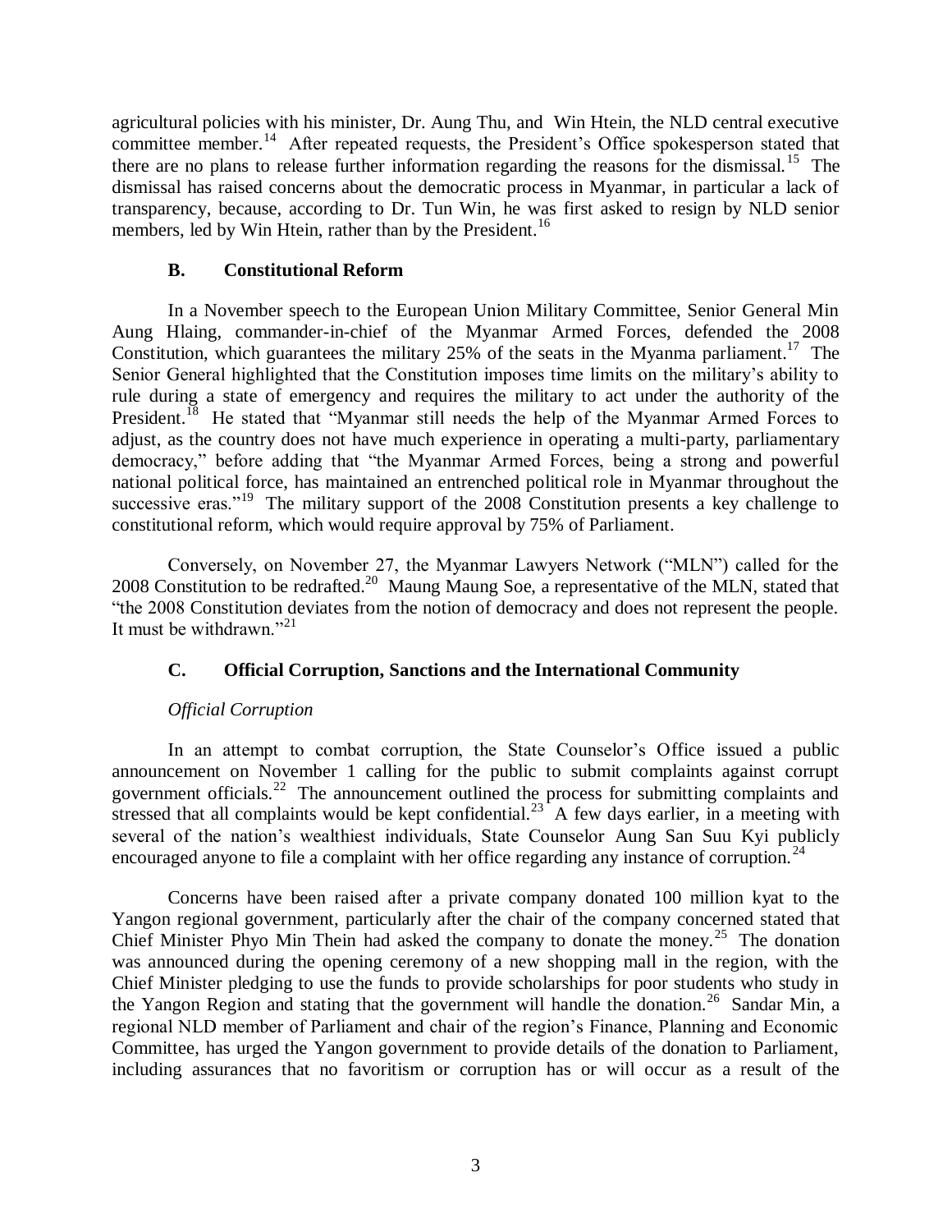agricultural policies with his minister, Dr. Aung Thu, and Win Htein, the NLD central executive committee member.[14] After repeated requests, the President's Office spokesperson stated that there are no plans to release further information regarding the reasons for the dismissal.[15] The dismissal has raised concerns about the democratic process in Myanmar, in particular a lack of transparency, because, according to Dr. Tun Win, he was first asked to resign by NLD senior members, led by Win Htein, rather than by the President.[16]

### B. Constitutional Reform

In a November speech to the European Union Military Committee, Senior General Min Aung Hlaing, commander-in-chief of the Myanmar Armed Forces, defended the 2008 Constitution, which guarantees the military 25% of the seats in the Myanma parliament.[17] The Senior General highlighted that the Constitution imposes time limits on the military's ability to rule during a state of emergency and requires the military to act under the authority of the President.[18] He stated that "Myanmar still needs the help of the Myanmar Armed Forces to adjust, as the country does not have much experience in operating a multi-party, parliamentary democracy," before adding that "the Myanmar Armed Forces, being a strong and powerful national political force, has maintained an entrenched political role in Myanmar throughout the successive eras."[19] The military support of the 2008 Constitution presents a key challenge to constitutional reform, which would require approval by 75% of Parliament.

Conversely, on November 27, the Myanmar Lawyers Network ("MLN") called for the 2008 Constitution to be redrafted.[20] Maung Maung Soe, a representative of the MLN, stated that "the 2008 Constitution deviates from the notion of democracy and does not represent the people. It must be withdrawn."[21]

### C. Official Corruption, Sanctions and the International Community

*Official Corruption*

In an attempt to combat corruption, the State Counselor's Office issued a public announcement on November 1 calling for the public to submit complaints against corrupt government officials.[22] The announcement outlined the process for submitting complaints and stressed that all complaints would be kept confidential.[23] A few days earlier, in a meeting with several of the nation's wealthiest individuals, State Counselor Aung San Suu Kyi publicly encouraged anyone to file a complaint with her office regarding any instance of corruption.[24]

Concerns have been raised after a private company donated 100 million kyat to the Yangon regional government, particularly after the chair of the company concerned stated that Chief Minister Phyo Min Thein had asked the company to donate the money.[25] The donation was announced during the opening ceremony of a new shopping mall in the region, with the Chief Minister pledging to use the funds to provide scholarships for poor students who study in the Yangon Region and stating that the government will handle the donation.[26] Sandar Min, a regional NLD member of Parliament and chair of the region's Finance, Planning and Economic Committee, has urged the Yangon government to provide details of the donation to Parliament, including assurances that no favoritism or corruption has or will occur as a result of the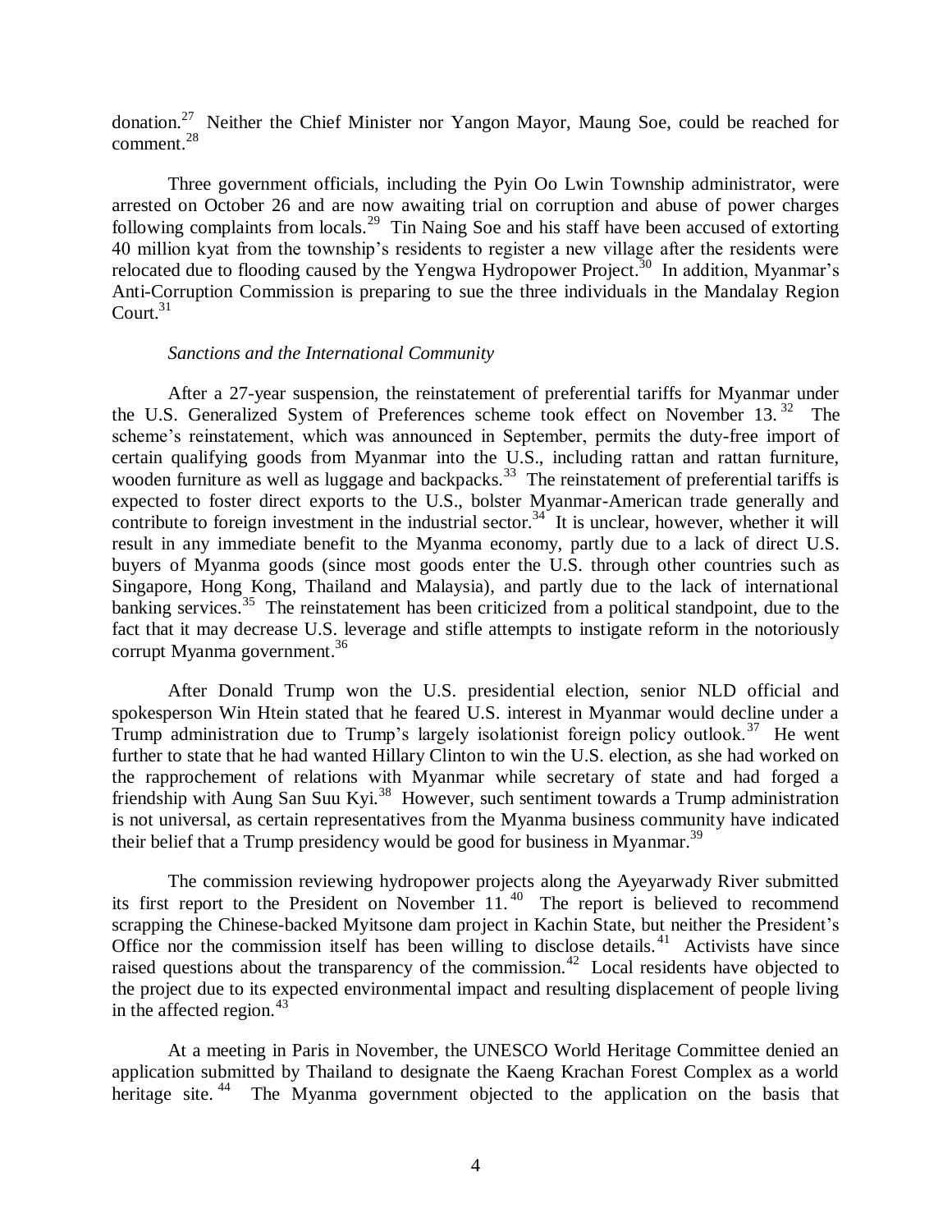donation.[27] Neither the Chief Minister nor Yangon Mayor, Maung Soe, could be reached for comment.[28]

Three government officials, including the Pyin Oo Lwin Township administrator, were arrested on October 26 and are now awaiting trial on corruption and abuse of power charges following complaints from locals.[29] Tin Naing Soe and his staff have been accused of extorting 40 million kyat from the township's residents to register a new village after the residents were relocated due to flooding caused by the Yengwa Hydropower Project.[30] In addition, Myanmar's Anti-Corruption Commission is preparing to sue the three individuals in the Mandalay Region Court.[31]

*Sanctions and the International Community*

After a 27-year suspension, the reinstatement of preferential tariffs for Myanmar under the U.S. Generalized System of Preferences scheme took effect on November 13.[32] The scheme's reinstatement, which was announced in September, permits the duty-free import of certain qualifying goods from Myanmar into the U.S., including rattan and rattan furniture, wooden furniture as well as luggage and backpacks.[33] The reinstatement of preferential tariffs is expected to foster direct exports to the U.S., bolster Myanmar-American trade generally and contribute to foreign investment in the industrial sector.[34] It is unclear, however, whether it will result in any immediate benefit to the Myanma economy, partly due to a lack of direct U.S. buyers of Myanma goods (since most goods enter the U.S. through other countries such as Singapore, Hong Kong, Thailand and Malaysia), and partly due to the lack of international banking services.[35] The reinstatement has been criticized from a political standpoint, due to the fact that it may decrease U.S. leverage and stifle attempts to instigate reform in the notoriously corrupt Myanma government.[36]

After Donald Trump won the U.S. presidential election, senior NLD official and spokesperson Win Htein stated that he feared U.S. interest in Myanmar would decline under a Trump administration due to Trump's largely isolationist foreign policy outlook.[37] He went further to state that he had wanted Hillary Clinton to win the U.S. election, as she had worked on the rapprochement of relations with Myanmar while secretary of state and had forged a friendship with Aung San Suu Kyi.[38] However, such sentiment towards a Trump administration is not universal, as certain representatives from the Myanma business community have indicated their belief that a Trump presidency would be good for business in Myanmar.[39]

The commission reviewing hydropower projects along the Ayeyarwady River submitted its first report to the President on November 11.[40] The report is believed to recommend scrapping the Chinese-backed Myitsone dam project in Kachin State, but neither the President's Office nor the commission itself has been willing to disclose details.[41] Activists have since raised questions about the transparency of the commission.[42] Local residents have objected to the project due to its expected environmental impact and resulting displacement of people living in the affected region.[43]

At a meeting in Paris in November, the UNESCO World Heritage Committee denied an application submitted by Thailand to designate the Kaeng Krachan Forest Complex as a world heritage site.[44] The Myanma government objected to the application on the basis that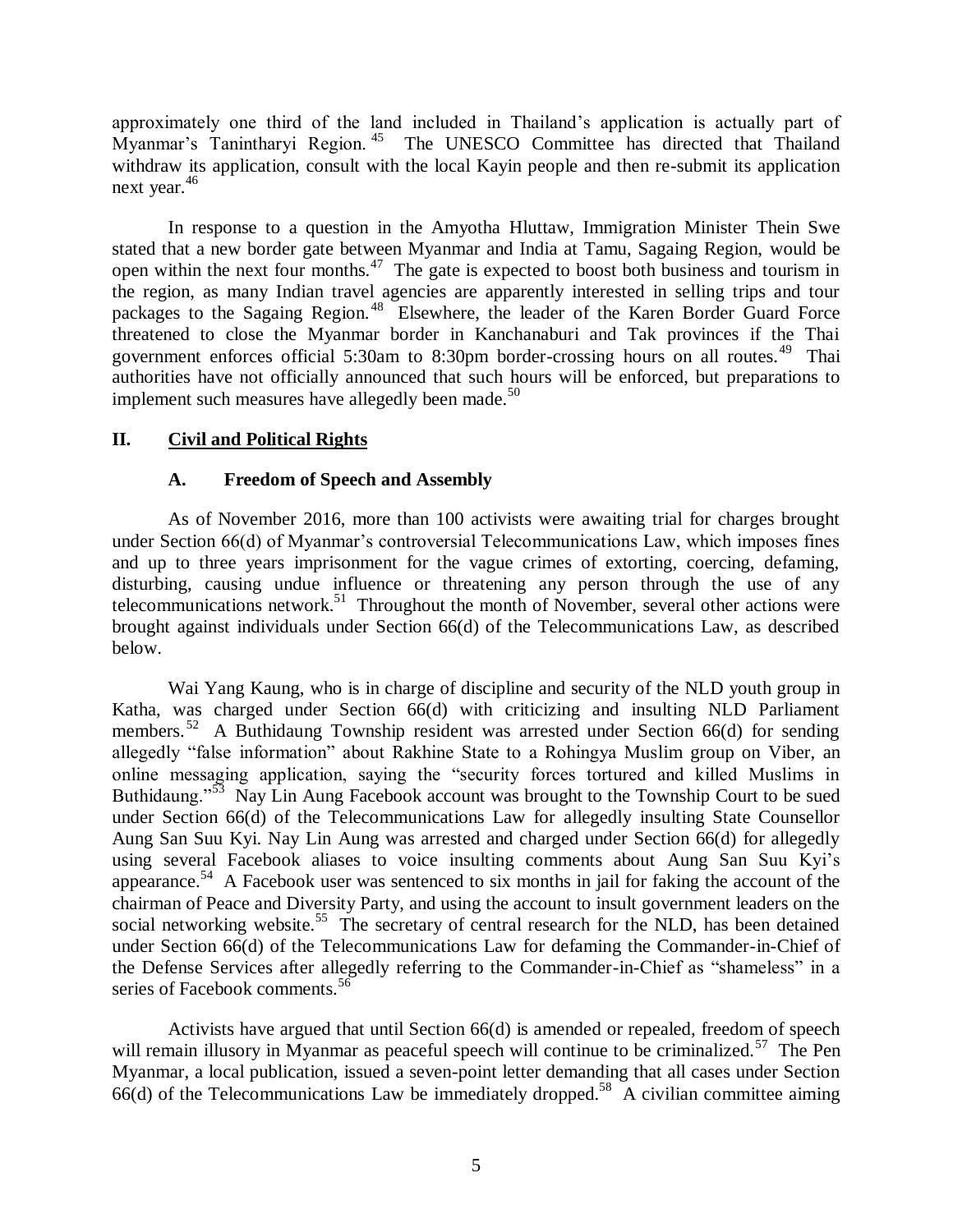approximately one third of the land included in Thailand's application is actually part of Myanmar's Tanintharyi Region.[45] The UNESCO Committee has directed that Thailand withdraw its application, consult with the local Kayin people and then re-submit its application next year.[46]

In response to a question in the Amyotha Hluttaw, Immigration Minister Thein Swe stated that a new border gate between Myanmar and India at Tamu, Sagaing Region, would be open within the next four months.[47] The gate is expected to boost both business and tourism in the region, as many Indian travel agencies are apparently interested in selling trips and tour packages to the Sagaing Region.[48] Elsewhere, the leader of the Karen Border Guard Force threatened to close the Myanmar border in Kanchanaburi and Tak provinces if the Thai government enforces official 5:30am to 8:30pm border-crossing hours on all routes.[49] Thai authorities have not officially announced that such hours will be enforced, but preparations to implement such measures have allegedly been made.[50]

## II. Civil and Political Rights

### A. Freedom of Speech and Assembly

As of November 2016, more than 100 activists were awaiting trial for charges brought under Section 66(d) of Myanmar's controversial Telecommunications Law, which imposes fines and up to three years imprisonment for the vague crimes of extorting, coercing, defaming, disturbing, causing undue influence or threatening any person through the use of any telecommunications network.[51] Throughout the month of November, several other actions were brought against individuals under Section 66(d) of the Telecommunications Law, as described below.

Wai Yang Kaung, who is in charge of discipline and security of the NLD youth group in Katha, was charged under Section 66(d) with criticizing and insulting NLD Parliament members.[52] A Buthidaung Township resident was arrested under Section 66(d) for sending allegedly "false information" about Rakhine State to a Rohingya Muslim group on Viber, an online messaging application, saying the "security forces tortured and killed Muslims in Buthidaung."[53] Nay Lin Aung Facebook account was brought to the Township Court to be sued under Section 66(d) of the Telecommunications Law for allegedly insulting State Counsellor Aung San Suu Kyi. Nay Lin Aung was arrested and charged under Section 66(d) for allegedly using several Facebook aliases to voice insulting comments about Aung San Suu Kyi's appearance.[54] A Facebook user was sentenced to six months in jail for faking the account of the chairman of Peace and Diversity Party, and using the account to insult government leaders on the social networking website.[55] The secretary of central research for the NLD, has been detained under Section 66(d) of the Telecommunications Law for defaming the Commander-in-Chief of the Defense Services after allegedly referring to the Commander-in-Chief as "shameless" in a series of Facebook comments.[56]

Activists have argued that until Section 66(d) is amended or repealed, freedom of speech will remain illusory in Myanmar as peaceful speech will continue to be criminalized.[57] The Pen Myanmar, a local publication, issued a seven-point letter demanding that all cases under Section 66(d) of the Telecommunications Law be immediately dropped.[58] A civilian committee aiming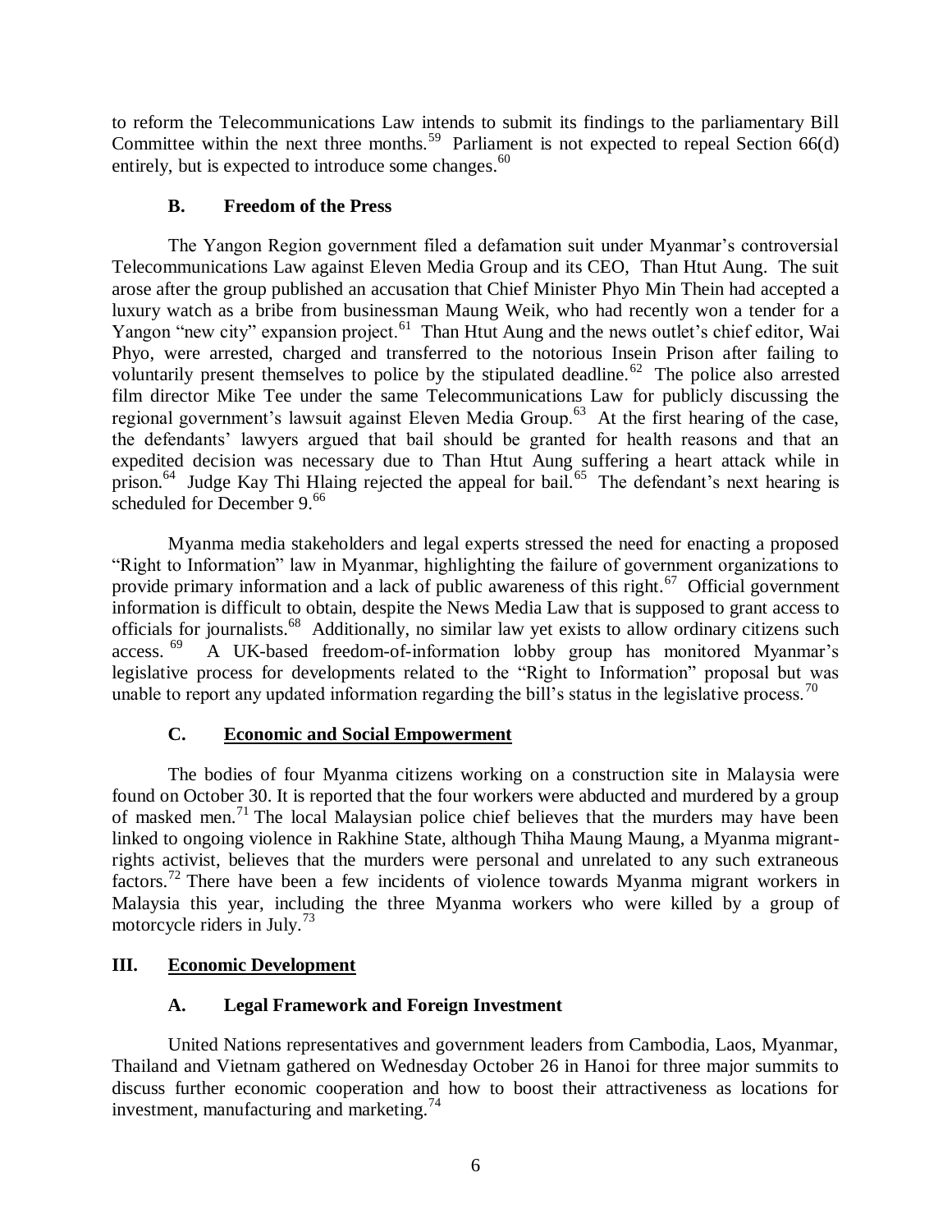to reform the Telecommunications Law intends to submit its findings to the parliamentary Bill Committee within the next three months.[59] Parliament is not expected to repeal Section 66(d) entirely, but is expected to introduce some changes.[60]

### B. Freedom of the Press

The Yangon Region government filed a defamation suit under Myanmar's controversial Telecommunications Law against Eleven Media Group and its CEO, Than Htut Aung. The suit arose after the group published an accusation that Chief Minister Phyo Min Thein had accepted a luxury watch as a bribe from businessman Maung Weik, who had recently won a tender for a Yangon "new city" expansion project.[61] Than Htut Aung and the news outlet's chief editor, Wai Phyo, were arrested, charged and transferred to the notorious Insein Prison after failing to voluntarily present themselves to police by the stipulated deadline.[62] The police also arrested film director Mike Tee under the same Telecommunications Law for publicly discussing the regional government's lawsuit against Eleven Media Group.[63] At the first hearing of the case, the defendants' lawyers argued that bail should be granted for health reasons and that an expedited decision was necessary due to Than Htut Aung suffering a heart attack while in prison.[64] Judge Kay Thi Hlaing rejected the appeal for bail.[65] The defendant's next hearing is scheduled for December 9.[66]

Myanma media stakeholders and legal experts stressed the need for enacting a proposed "Right to Information" law in Myanmar, highlighting the failure of government organizations to provide primary information and a lack of public awareness of this right.[67] Official government information is difficult to obtain, despite the News Media Law that is supposed to grant access to officials for journalists.[68] Additionally, no similar law yet exists to allow ordinary citizens such access.[69] A UK-based freedom-of-information lobby group has monitored Myanmar's legislative process for developments related to the "Right to Information" proposal but was unable to report any updated information regarding the bill's status in the legislative process.[70]

### C. Economic and Social Empowerment

The bodies of four Myanma citizens working on a construction site in Malaysia were found on October 30. It is reported that the four workers were abducted and murdered by a group of masked men.[71] The local Malaysian police chief believes that the murders may have been linked to ongoing violence in Rakhine State, although Thiha Maung Maung, a Myanma migrant-rights activist, believes that the murders were personal and unrelated to any such extraneous factors.[72] There have been a few incidents of violence towards Myanma migrant workers in Malaysia this year, including the three Myanma workers who were killed by a group of motorcycle riders in July.[73]

## III. Economic Development

### A. Legal Framework and Foreign Investment

United Nations representatives and government leaders from Cambodia, Laos, Myanmar, Thailand and Vietnam gathered on Wednesday October 26 in Hanoi for three major summits to discuss further economic cooperation and how to boost their attractiveness as locations for investment, manufacturing and marketing.[74]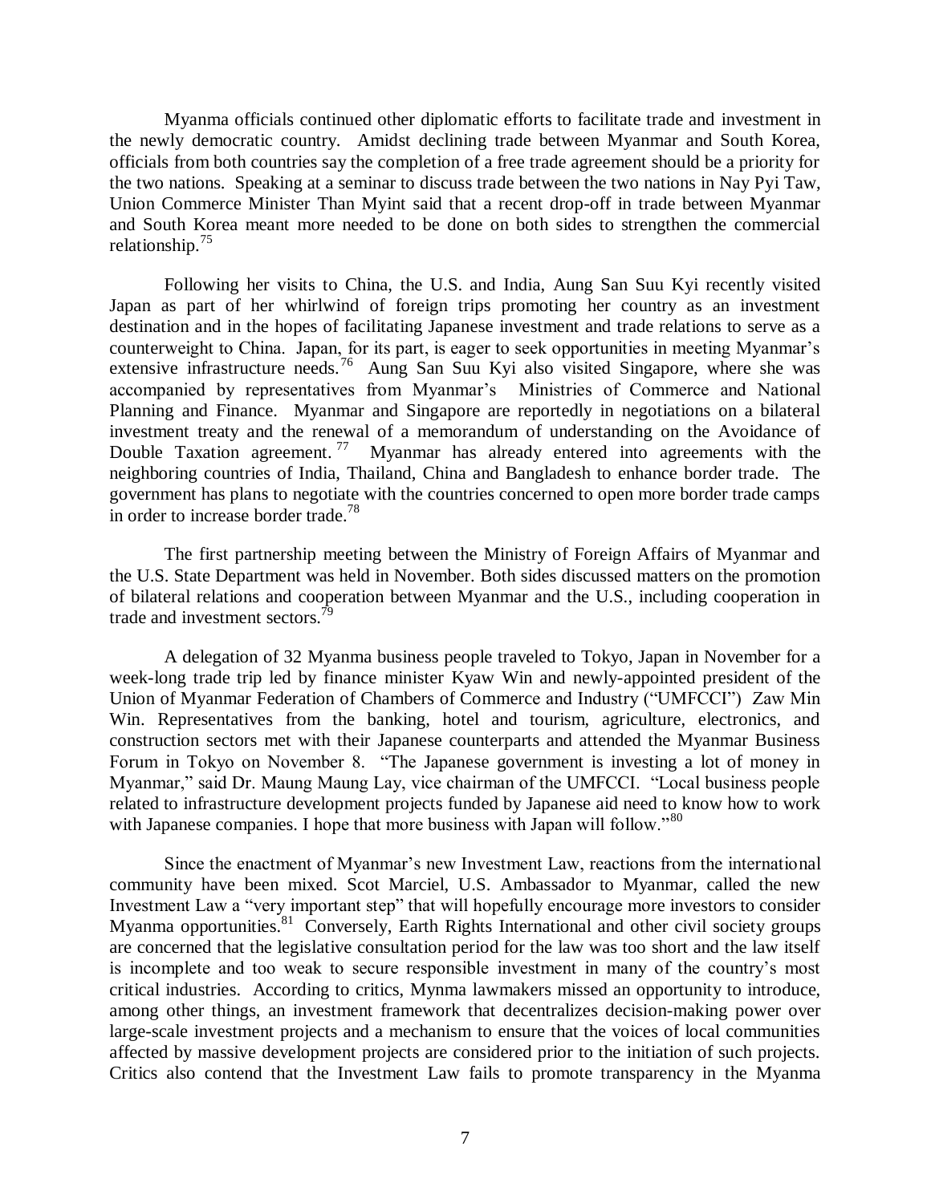Myanma officials continued other diplomatic efforts to facilitate trade and investment in the newly democratic country. Amidst declining trade between Myanmar and South Korea, officials from both countries say the completion of a free trade agreement should be a priority for the two nations. Speaking at a seminar to discuss trade between the two nations in Nay Pyi Taw, Union Commerce Minister Than Myint said that a recent drop-off in trade between Myanmar and South Korea meant more needed to be done on both sides to strengthen the commercial relationship.[75]

Following her visits to China, the U.S. and India, Aung San Suu Kyi recently visited Japan as part of her whirlwind of foreign trips promoting her country as an investment destination and in the hopes of facilitating Japanese investment and trade relations to serve as a counterweight to China. Japan, for its part, is eager to seek opportunities in meeting Myanmar's extensive infrastructure needs.[76] Aung San Suu Kyi also visited Singapore, where she was accompanied by representatives from Myanmar's Ministries of Commerce and National Planning and Finance. Myanmar and Singapore are reportedly in negotiations on a bilateral investment treaty and the renewal of a memorandum of understanding on the Avoidance of Double Taxation agreement.[77] Myanmar has already entered into agreements with the neighboring countries of India, Thailand, China and Bangladesh to enhance border trade. The government has plans to negotiate with the countries concerned to open more border trade camps in order to increase border trade.[78]

The first partnership meeting between the Ministry of Foreign Affairs of Myanmar and the U.S. State Department was held in November. Both sides discussed matters on the promotion of bilateral relations and cooperation between Myanmar and the U.S., including cooperation in trade and investment sectors.[79]

A delegation of 32 Myanma business people traveled to Tokyo, Japan in November for a week-long trade trip led by finance minister Kyaw Win and newly-appointed president of the Union of Myanmar Federation of Chambers of Commerce and Industry ("UMFCCI") Zaw Min Win. Representatives from the banking, hotel and tourism, agriculture, electronics, and construction sectors met with their Japanese counterparts and attended the Myanmar Business Forum in Tokyo on November 8. "The Japanese government is investing a lot of money in Myanmar," said Dr. Maung Maung Lay, vice chairman of the UMFCCI. "Local business people related to infrastructure development projects funded by Japanese aid need to know how to work with Japanese companies. I hope that more business with Japan will follow."[80]

Since the enactment of Myanmar's new Investment Law, reactions from the international community have been mixed. Scot Marciel, U.S. Ambassador to Myanmar, called the new Investment Law a "very important step" that will hopefully encourage more investors to consider Myanma opportunities.[81] Conversely, Earth Rights International and other civil society groups are concerned that the legislative consultation period for the law was too short and the law itself is incomplete and too weak to secure responsible investment in many of the country's most critical industries. According to critics, Mynma lawmakers missed an opportunity to introduce, among other things, an investment framework that decentralizes decision-making power over large-scale investment projects and a mechanism to ensure that the voices of local communities affected by massive development projects are considered prior to the initiation of such projects. Critics also contend that the Investment Law fails to promote transparency in the Myanma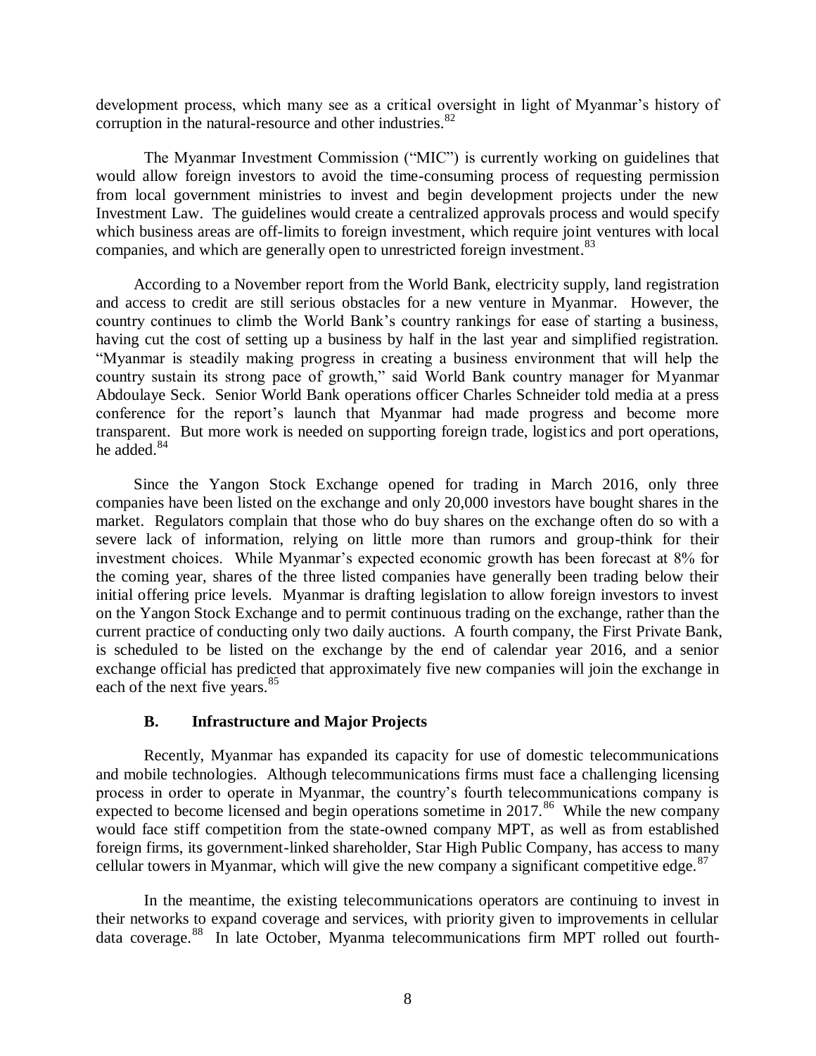development process, which many see as a critical oversight in light of Myanmar's history of corruption in the natural-resource and other industries.[82]

The Myanmar Investment Commission ("MIC") is currently working on guidelines that would allow foreign investors to avoid the time-consuming process of requesting permission from local government ministries to invest and begin development projects under the new Investment Law. The guidelines would create a centralized approvals process and would specify which business areas are off-limits to foreign investment, which require joint ventures with local companies, and which are generally open to unrestricted foreign investment.[83]

According to a November report from the World Bank, electricity supply, land registration and access to credit are still serious obstacles for a new venture in Myanmar. However, the country continues to climb the World Bank's country rankings for ease of starting a business, having cut the cost of setting up a business by half in the last year and simplified registration. "Myanmar is steadily making progress in creating a business environment that will help the country sustain its strong pace of growth," said World Bank country manager for Myanmar Abdoulaye Seck. Senior World Bank operations officer Charles Schneider told media at a press conference for the report's launch that Myanmar had made progress and become more transparent. But more work is needed on supporting foreign trade, logistics and port operations, he added.[84]

Since the Yangon Stock Exchange opened for trading in March 2016, only three companies have been listed on the exchange and only 20,000 investors have bought shares in the market. Regulators complain that those who do buy shares on the exchange often do so with a severe lack of information, relying on little more than rumors and group-think for their investment choices. While Myanmar's expected economic growth has been forecast at 8% for the coming year, shares of the three listed companies have generally been trading below their initial offering price levels. Myanmar is drafting legislation to allow foreign investors to invest on the Yangon Stock Exchange and to permit continuous trading on the exchange, rather than the current practice of conducting only two daily auctions. A fourth company, the First Private Bank, is scheduled to be listed on the exchange by the end of calendar year 2016, and a senior exchange official has predicted that approximately five new companies will join the exchange in each of the next five years.[85]

### B. Infrastructure and Major Projects

Recently, Myanmar has expanded its capacity for use of domestic telecommunications and mobile technologies. Although telecommunications firms must face a challenging licensing process in order to operate in Myanmar, the country's fourth telecommunications company is expected to become licensed and begin operations sometime in 2017.[86] While the new company would face stiff competition from the state-owned company MPT, as well as from established foreign firms, its government-linked shareholder, Star High Public Company, has access to many cellular towers in Myanmar, which will give the new company a significant competitive edge.[87]

In the meantime, the existing telecommunications operators are continuing to invest in their networks to expand coverage and services, with priority given to improvements in cellular data coverage.[88] In late October, Myanma telecommunications firm MPT rolled out fourth-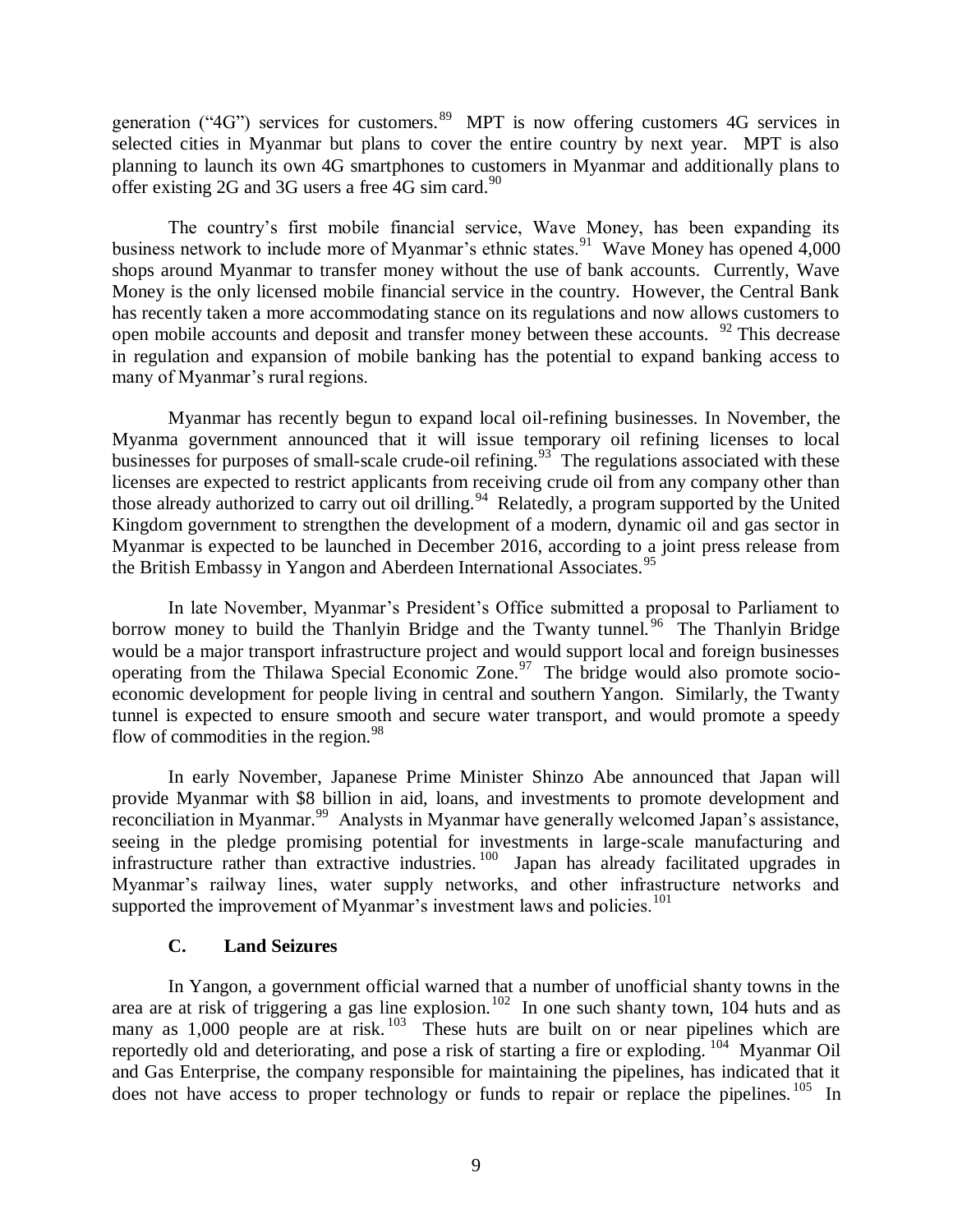generation ("4G") services for customers.[89] MPT is now offering customers 4G services in selected cities in Myanmar but plans to cover the entire country by next year. MPT is also planning to launch its own 4G smartphones to customers in Myanmar and additionally plans to offer existing 2G and 3G users a free 4G sim card.[90]

The country's first mobile financial service, Wave Money, has been expanding its business network to include more of Myanmar's ethnic states.[91] Wave Money has opened 4,000 shops around Myanmar to transfer money without the use of bank accounts. Currently, Wave Money is the only licensed mobile financial service in the country. However, the Central Bank has recently taken a more accommodating stance on its regulations and now allows customers to open mobile accounts and deposit and transfer money between these accounts. [92] This decrease in regulation and expansion of mobile banking has the potential to expand banking access to many of Myanmar's rural regions.

Myanmar has recently begun to expand local oil-refining businesses. In November, the Myanma government announced that it will issue temporary oil refining licenses to local businesses for purposes of small-scale crude-oil refining.[93] The regulations associated with these licenses are expected to restrict applicants from receiving crude oil from any company other than those already authorized to carry out oil drilling.[94] Relatedly, a program supported by the United Kingdom government to strengthen the development of a modern, dynamic oil and gas sector in Myanmar is expected to be launched in December 2016, according to a joint press release from the British Embassy in Yangon and Aberdeen International Associates.[95]

In late November, Myanmar's President's Office submitted a proposal to Parliament to borrow money to build the Thanlyin Bridge and the Twanty tunnel.[96] The Thanlyin Bridge would be a major transport infrastructure project and would support local and foreign businesses operating from the Thilawa Special Economic Zone.[97] The bridge would also promote socio-economic development for people living in central and southern Yangon. Similarly, the Twanty tunnel is expected to ensure smooth and secure water transport, and would promote a speedy flow of commodities in the region.[98]

In early November, Japanese Prime Minister Shinzo Abe announced that Japan will provide Myanmar with $8 billion in aid, loans, and investments to promote development and reconciliation in Myanmar.[99] Analysts in Myanmar have generally welcomed Japan's assistance, seeing in the pledge promising potential for investments in large-scale manufacturing and infrastructure rather than extractive industries.[100] Japan has already facilitated upgrades in Myanmar's railway lines, water supply networks, and other infrastructure networks and supported the improvement of Myanmar's investment laws and policies.[101]

### C. Land Seizures

In Yangon, a government official warned that a number of unofficial shanty towns in the area are at risk of triggering a gas line explosion.[102] In one such shanty town, 104 huts and as many as 1,000 people are at risk.[103] These huts are built on or near pipelines which are reportedly old and deteriorating, and pose a risk of starting a fire or exploding.[104] Myanmar Oil and Gas Enterprise, the company responsible for maintaining the pipelines, has indicated that it does not have access to proper technology or funds to repair or replace the pipelines.[105] In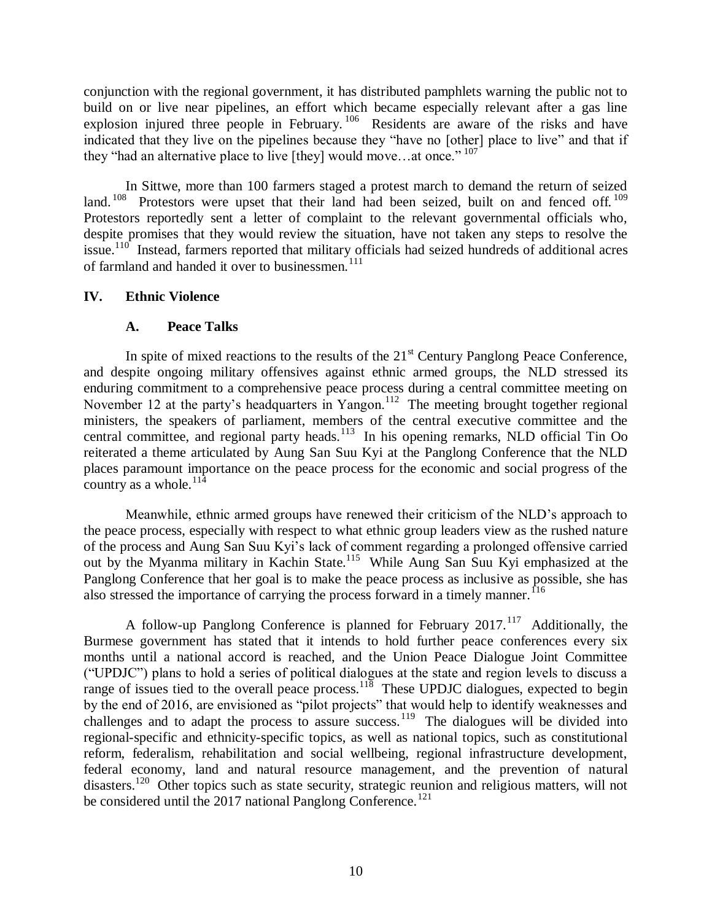conjunction with the regional government, it has distributed pamphlets warning the public not to build on or live near pipelines, an effort which became especially relevant after a gas line explosion injured three people in February.[106] Residents are aware of the risks and have indicated that they live on the pipelines because they "have no [other] place to live" and that if they "had an alternative place to live [they] would move…at once."[107]

In Sittwe, more than 100 farmers staged a protest march to demand the return of seized land.[108] Protestors were upset that their land had been seized, built on and fenced off.[109] Protestors reportedly sent a letter of complaint to the relevant governmental officials who, despite promises that they would review the situation, have not taken any steps to resolve the issue.[110] Instead, farmers reported that military officials had seized hundreds of additional acres of farmland and handed it over to businessmen.[111]

## IV. Ethnic Violence

### A. Peace Talks

In spite of mixed reactions to the results of the 21st Century Panglong Peace Conference, and despite ongoing military offensives against ethnic armed groups, the NLD stressed its enduring commitment to a comprehensive peace process during a central committee meeting on November 12 at the party's headquarters in Yangon.[112] The meeting brought together regional ministers, the speakers of parliament, members of the central executive committee and the central committee, and regional party heads.[113] In his opening remarks, NLD official Tin Oo reiterated a theme articulated by Aung San Suu Kyi at the Panglong Conference that the NLD places paramount importance on the peace process for the economic and social progress of the country as a whole.[114]

Meanwhile, ethnic armed groups have renewed their criticism of the NLD's approach to the peace process, especially with respect to what ethnic group leaders view as the rushed nature of the process and Aung San Suu Kyi's lack of comment regarding a prolonged offensive carried out by the Myanma military in Kachin State.[115] While Aung San Suu Kyi emphasized at the Panglong Conference that her goal is to make the peace process as inclusive as possible, she has also stressed the importance of carrying the process forward in a timely manner.[116]

A follow-up Panglong Conference is planned for February 2017.[117] Additionally, the Burmese government has stated that it intends to hold further peace conferences every six months until a national accord is reached, and the Union Peace Dialogue Joint Committee ("UPDJC") plans to hold a series of political dialogues at the state and region levels to discuss a range of issues tied to the overall peace process.[118] These UPDJC dialogues, expected to begin by the end of 2016, are envisioned as "pilot projects" that would help to identify weaknesses and challenges and to adapt the process to assure success.[119] The dialogues will be divided into regional-specific and ethnicity-specific topics, as well as national topics, such as constitutional reform, federalism, rehabilitation and social wellbeing, regional infrastructure development, federal economy, land and natural resource management, and the prevention of natural disasters.[120] Other topics such as state security, strategic reunion and religious matters, will not be considered until the 2017 national Panglong Conference.[121]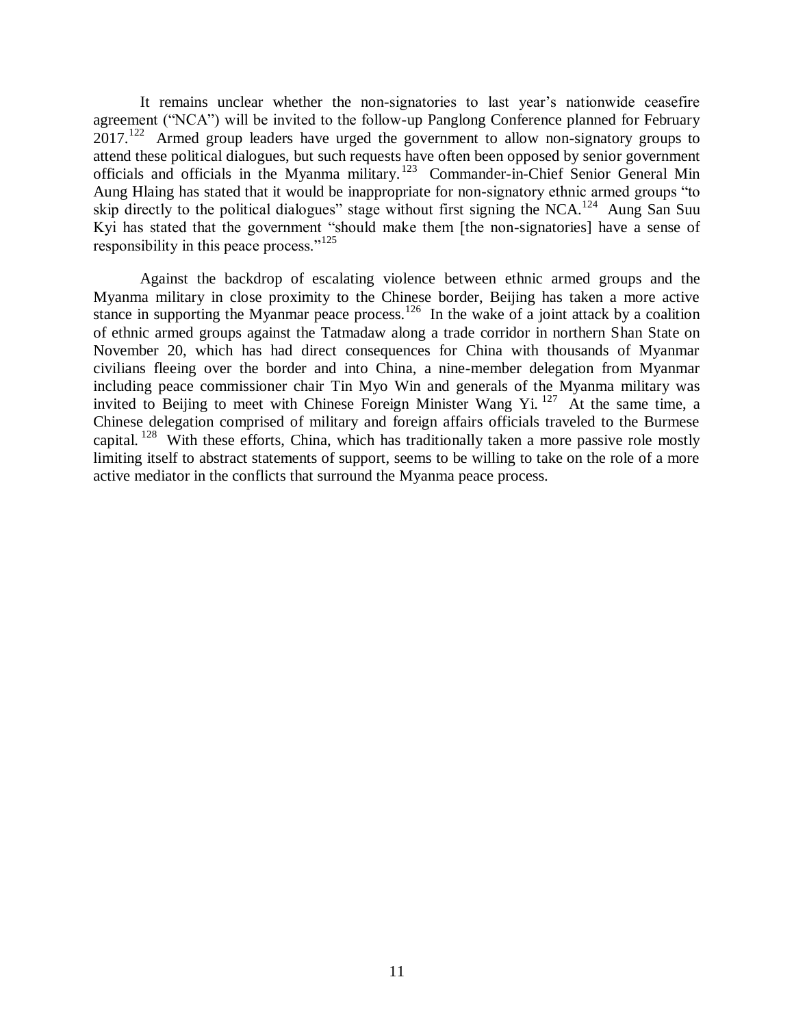It remains unclear whether the non-signatories to last year's nationwide ceasefire agreement ("NCA") will be invited to the follow-up Panglong Conference planned for February 2017.[122] Armed group leaders have urged the government to allow non-signatory groups to attend these political dialogues, but such requests have often been opposed by senior government officials and officials in the Myanma military.[123] Commander-in-Chief Senior General Min Aung Hlaing has stated that it would be inappropriate for non-signatory ethnic armed groups "to skip directly to the political dialogues" stage without first signing the NCA.[124] Aung San Suu Kyi has stated that the government "should make them [the non-signatories] have a sense of responsibility in this peace process."[125]

Against the backdrop of escalating violence between ethnic armed groups and the Myanma military in close proximity to the Chinese border, Beijing has taken a more active stance in supporting the Myanmar peace process.[126] In the wake of a joint attack by a coalition of ethnic armed groups against the Tatmadaw along a trade corridor in northern Shan State on November 20, which has had direct consequences for China with thousands of Myanmar civilians fleeing over the border and into China, a nine-member delegation from Myanmar including peace commissioner chair Tin Myo Win and generals of the Myanma military was invited to Beijing to meet with Chinese Foreign Minister Wang Yi.[127] At the same time, a Chinese delegation comprised of military and foreign affairs officials traveled to the Burmese capital.[128] With these efforts, China, which has traditionally taken a more passive role mostly limiting itself to abstract statements of support, seems to be willing to take on the role of a more active mediator in the conflicts that surround the Myanma peace process.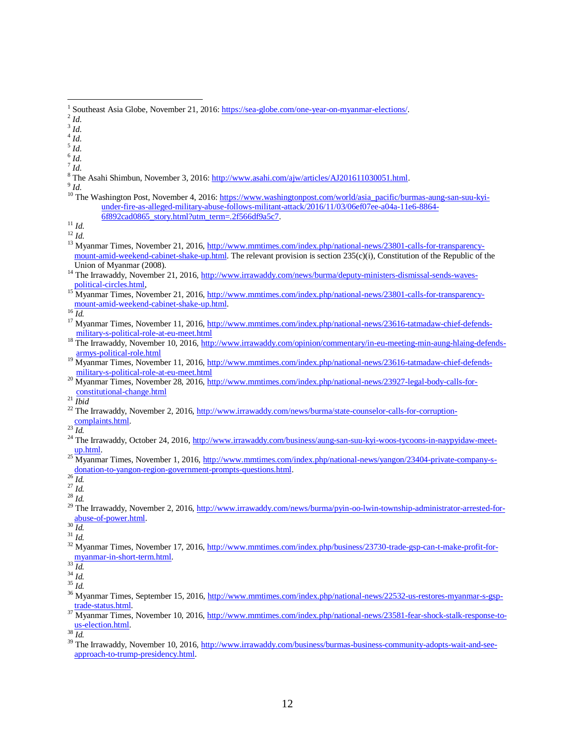[1] Southeast Asia Globe, November 21, 2016: https://sea-globe.com/one-year-on-myanmar-elections/.

[2] *Id.*

[3] *Id.*

[4] *Id.*

[5] *Id.*

[6] *Id.*

[7] *Id.*

[8] The Asahi Shimbun, November 3, 2016: http://www.asahi.com/ajw/articles/AJ201611030051.html.

[9] *Id.*

[10] The Washington Post, November 4, 2016: https://www.washingtonpost.com/world/asia_pacific/burmas-aung-san-suu-kyi-under-fire-as-alleged-military-abuse-follows-militant-attack/2016/11/03/06ef07ee-a04a-11e6-8864-6f892cad0865_story.html?utm_term=.2f566df9a5c7.

[11] *Id.*

[12] *Id.*

[13] Myanmar Times, November 21, 2016, http://www.mmtimes.com/index.php/national-news/23801-calls-for-transparency-mount-amid-weekend-cabinet-shake-up.html. The relevant provision is section 235(c)(i), Constitution of the Republic of the Union of Myanmar (2008).

[14] The Irrawaddy, November 21, 2016, http://www.irrawaddy.com/news/burma/deputy-ministers-dismissal-sends-waves-political-circles.html,

[15] Myanmar Times, November 21, 2016, http://www.mmtimes.com/index.php/national-news/23801-calls-for-transparency-mount-amid-weekend-cabinet-shake-up.html.

[16] *Id.*

[17] Myanmar Times, November 11, 2016, http://www.mmtimes.com/index.php/national-news/23616-tatmadaw-chief-defends-military-s-political-role-at-eu-meet.html

[18] The Irrawaddy, November 10, 2016, http://www.irrawaddy.com/opinion/commentary/in-eu-meeting-min-aung-hlaing-defends-armys-political-role.html

[19] Myanmar Times, November 11, 2016, http://www.mmtimes.com/index.php/national-news/23616-tatmadaw-chief-defends-military-s-political-role-at-eu-meet.html

[20] Myanmar Times, November 28, 2016, http://www.mmtimes.com/index.php/national-news/23927-legal-body-calls-for-constitutional-change.html

[21] *Ibid*

[22] The Irrawaddy, November 2, 2016, http://www.irrawaddy.com/news/burma/state-counselor-calls-for-corruption-complaints.html.

[23] *Id.*

[24] The Irrawaddy, October 24, 2016, http://www.irrawaddy.com/business/aung-san-suu-kyi-woos-tycoons-in-naypyidaw-meet-up.html.

[25] Myanmar Times, November 1, 2016, http://www.mmtimes.com/index.php/national-news/yangon/23404-private-company-s-donation-to-yangon-region-government-prompts-questions.html.

[26] *Id.*

[27] *Id.*

[28] *Id.*

[29] The Irrawaddy, November 2, 2016, http://www.irrawaddy.com/news/burma/pyin-oo-lwin-township-administrator-arrested-for-abuse-of-power.html.

[30] *Id.*

[31] *Id.*

[32] Myanmar Times, November 17, 2016, http://www.mmtimes.com/index.php/business/23730-trade-gsp-can-t-make-profit-for-myanmar-in-short-term.html.

[33] *Id.*

[34] *Id.*

[35] *Id.*

[36] Myanmar Times, September 15, 2016, http://www.mmtimes.com/index.php/national-news/22532-us-restores-myanmar-s-gsp-trade-status.html.

[37] Myanmar Times, November 10, 2016, http://www.mmtimes.com/index.php/national-news/23581-fear-shock-stalk-response-to-us-election.html.

[38] *Id.*

[39] The Irrawaddy, November 10, 2016, http://www.irrawaddy.com/business/burmas-business-community-adopts-wait-and-see-approach-to-trump-presidency.html.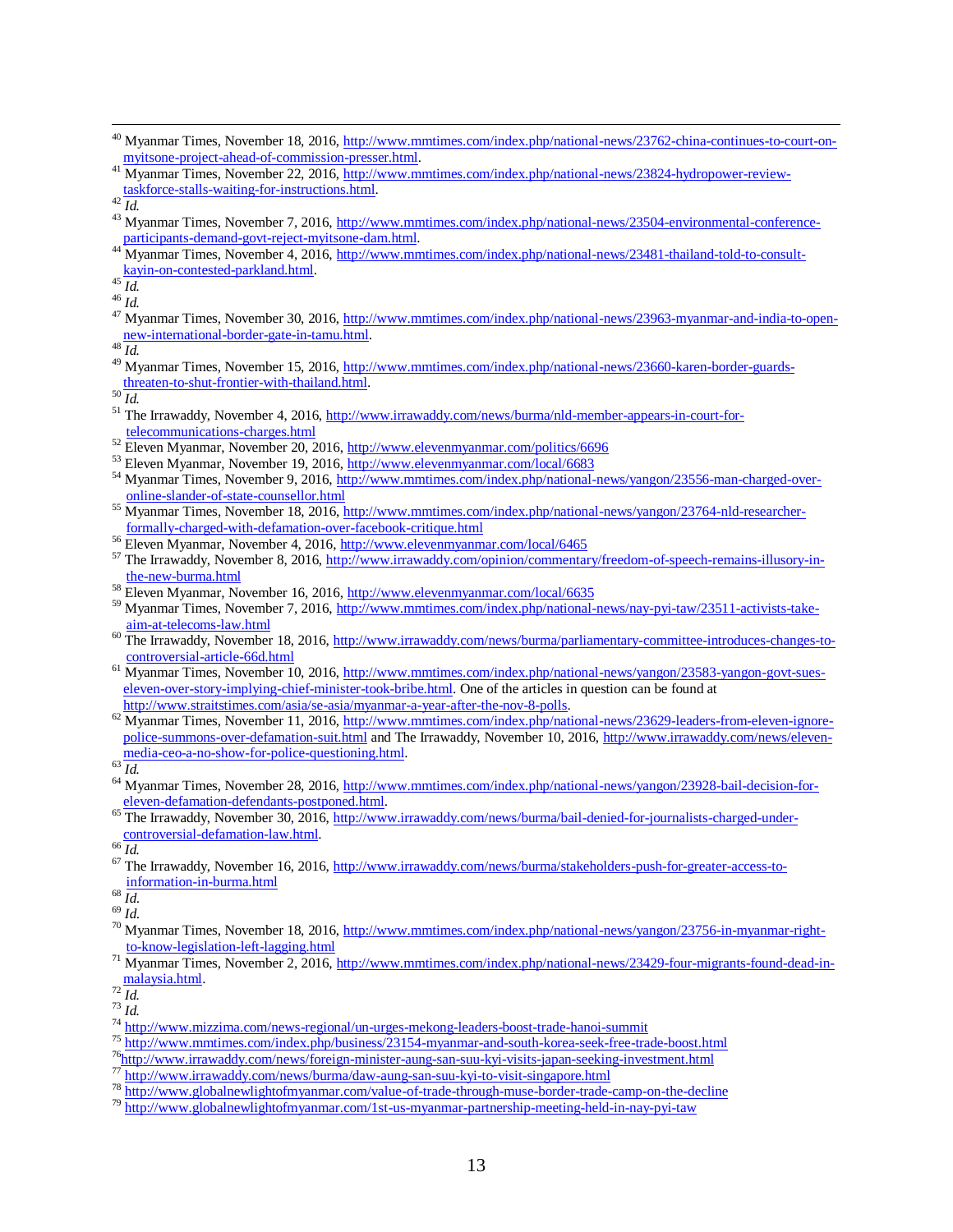[40] Myanmar Times, November 18, 2016, http://www.mmtimes.com/index.php/national-news/23762-china-continues-to-court-on-myitsone-project-ahead-of-commission-presser.html.

[41] Myanmar Times, November 22, 2016, http://www.mmtimes.com/index.php/national-news/23824-hydropower-review-taskforce-stalls-waiting-for-instructions.html.

[42] *Id.*

[43] Myanmar Times, November 7, 2016, http://www.mmtimes.com/index.php/national-news/23504-environmental-conference-participants-demand-govt-reject-myitsone-dam.html.

[44] Myanmar Times, November 4, 2016, http://www.mmtimes.com/index.php/national-news/23481-thailand-told-to-consult-kayin-on-contested-parkland.html.

[45] *Id.*

[46] *Id.*

[47] Myanmar Times, November 30, 2016, http://www.mmtimes.com/index.php/national-news/23963-myanmar-and-india-to-open-new-international-border-gate-in-tamu.html.

[48] *Id.*

[49] Myanmar Times, November 15, 2016, http://www.mmtimes.com/index.php/national-news/23660-karen-border-guards-threaten-to-shut-frontier-with-thailand.html.

[50] *Id.*

[51] The Irrawaddy, November 4, 2016, http://www.irrawaddy.com/news/burma/nld-member-appears-in-court-for-telecommunications-charges.html

[52] Eleven Myanmar, November 20, 2016, http://www.elevenmyanmar.com/politics/6696

[53] Eleven Myanmar, November 19, 2016, http://www.elevenmyanmar.com/local/6683

[54] Myanmar Times, November 9, 2016, http://www.mmtimes.com/index.php/national-news/yangon/23556-man-charged-over-online-slander-of-state-counsellor.html

[55] Myanmar Times, November 18, 2016, http://www.mmtimes.com/index.php/national-news/yangon/23764-nld-researcher-formally-charged-with-defamation-over-facebook-critique.html

[56] Eleven Myanmar, November 4, 2016, http://www.elevenmyanmar.com/local/6465

[57] The Irrawaddy, November 8, 2016, http://www.irrawaddy.com/opinion/commentary/freedom-of-speech-remains-illusory-in-the-new-burma.html

[58] Eleven Myanmar, November 16, 2016, http://www.elevenmyanmar.com/local/6635

[59] Myanmar Times, November 7, 2016, http://www.mmtimes.com/index.php/national-news/nay-pyi-taw/23511-activists-take-aim-at-telecoms-law.html

[60] The Irrawaddy, November 18, 2016, http://www.irrawaddy.com/news/burma/parliamentary-committee-introduces-changes-to-controversial-article-66d.html

[61] Myanmar Times, November 10, 2016, http://www.mmtimes.com/index.php/national-news/yangon/23583-yangon-govt-sues-eleven-over-story-implying-chief-minister-took-bribe.html. One of the articles in question can be found at http://www.straitstimes.com/asia/se-asia/myanmar-a-year-after-the-nov-8-polls.

[62] Myanmar Times, November 11, 2016, http://www.mmtimes.com/index.php/national-news/23629-leaders-from-eleven-ignore-police-summons-over-defamation-suit.html and The Irrawaddy, November 10, 2016, http://www.irrawaddy.com/news/eleven-media-ceo-a-no-show-for-police-questioning.html.

[63] *Id.*

[64] Myanmar Times, November 28, 2016, http://www.mmtimes.com/index.php/national-news/yangon/23928-bail-decision-for-eleven-defamation-defendants-postponed.html.

[65] The Irrawaddy, November 30, 2016, http://www.irrawaddy.com/news/burma/bail-denied-for-journalists-charged-under-controversial-defamation-law.html.

[66] *Id.*

[67] The Irrawaddy, November 16, 2016, http://www.irrawaddy.com/news/burma/stakeholders-push-for-greater-access-to-information-in-burma.html

[68] *Id.*

[69] *Id.*

[70] Myanmar Times, November 18, 2016, http://www.mmtimes.com/index.php/national-news/yangon/23756-in-myanmar-right-to-know-legislation-left-lagging.html

[71] Myanmar Times, November 2, 2016, http://www.mmtimes.com/index.php/national-news/23429-four-migrants-found-dead-in-malaysia.html.

[72] *Id.*

[73] *Id.*

[74] http://www.mizzima.com/news-regional/un-urges-mekong-leaders-boost-trade-hanoi-summit

[75] http://www.mmtimes.com/index.php/business/23154-myanmar-and-south-korea-seek-free-trade-boost.html

[76] http://www.irrawaddy.com/news/foreign-minister-aung-san-suu-kyi-visits-japan-seeking-investment.html

[77] http://www.irrawaddy.com/news/burma/daw-aung-san-suu-kyi-to-visit-singapore.html

[78] http://www.globalnewlightofmyanmar.com/value-of-trade-through-muse-border-trade-camp-on-the-decline

[79] http://www.globalnewlightofmyanmar.com/1st-us-myanmar-partnership-meeting-held-in-nay-pyi-taw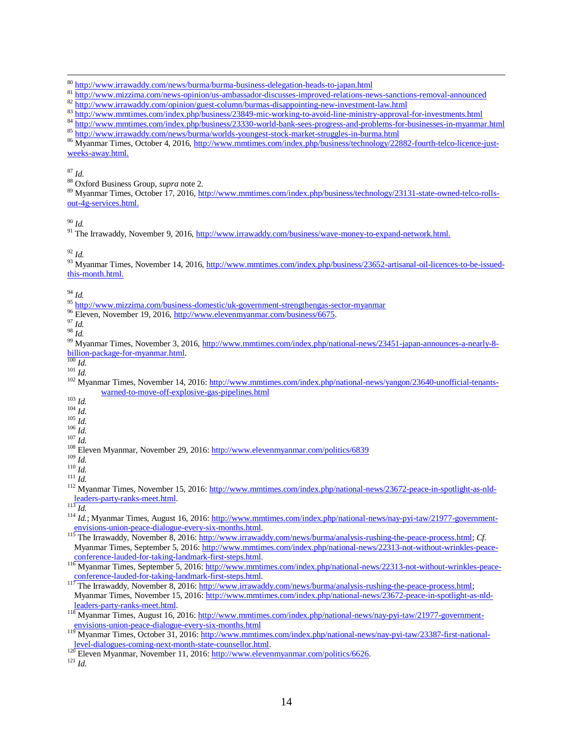[80] http://www.irrawaddy.com/news/burma/burma-business-delegation-heads-to-japan.html

[81] http://www.mizzima.com/news-opinion/us-ambassador-discusses-improved-relations-news-sanctions-removal-announced

[82] http://www.irrawaddy.com/opinion/guest-column/burmas-disappointing-new-investment-law.html

[83] http://www.mmtimes.com/index.php/business/23849-mic-working-to-avoid-line-ministry-approval-for-investments.html

[84] http://www.mmtimes.com/index.php/business/23330-world-bank-sees-progress-and-problems-for-businesses-in-myanmar.html

[85] http://www.irrawaddy.com/news/burma/worlds-youngest-stock-market-struggles-in-burma.html

[86] Myanmar Times, October 4, 2016, http://www.mmtimes.com/index.php/business/technology/22882-fourth-telco-licence-just-weeks-away.html.

[87] *Id.*

[88] Oxford Business Group, *supra* note 2.

[89] Myanmar Times, October 17, 2016, http://www.mmtimes.com/index.php/business/technology/23131-state-owned-telco-rolls-out-4g-services.html.

[90] *Id.*

[91] The Irrawaddy, November 9, 2016, http://www.irrawaddy.com/business/wave-money-to-expand-network.html.

[92] *Id.*

[93] Myanmar Times, November 14, 2016, http://www.mmtimes.com/index.php/business/23652-artisanal-oil-licences-to-be-issued-this-month.html.

[94] *Id.*

[95] http://www.mizzima.com/business-domestic/uk-government-strengthengas-sector-myanmar

[96] Eleven, November 19, 2016, http://www.elevenmyanmar.com/business/6675.

[97] *Id.*

[98] *Id.*

[99] Myanmar Times, November 3, 2016, http://www.mmtimes.com/index.php/national-news/23451-japan-announces-a-nearly-8-billion-package-for-myanmar.html.

[100] *Id.*

[101] *Id.*

[102] Myanmar Times, November 14, 2016: http://www.mmtimes.com/index.php/national-news/yangon/23640-unofficial-tenants-warned-to-move-off-explosive-gas-pipelines.html

[103] *Id.*

[104] *Id.*

[105] *Id.*

[106] *Id.*

[107] *Id.*

[108] Eleven Myanmar, November 29, 2016: http://www.elevenmyanmar.com/politics/6839

[109] *Id.*

[110] *Id.*

[111] *Id.*

[112] Myanmar Times, November 15, 2016: http://www.mmtimes.com/index.php/national-news/23672-peace-in-spotlight-as-nld-leaders-party-ranks-meet.html.

[113] *Id.*

[114] *Id.*; Myanmar Times, August 16, 2016: http://www.mmtimes.com/index.php/national-news/nay-pyi-taw/21977-government-envisions-union-peace-dialogue-every-six-months.html.

[115] The Irrawaddy, November 8, 2016: http://www.irrawaddy.com/news/burma/analysis-rushing-the-peace-process.html; *Cf.* Myanmar Times, September 5, 2016: http://www.mmtimes.com/index.php/national-news/22313-not-without-wrinkles-peace-conference-lauded-for-taking-landmark-first-steps.html.

[116] Myanmar Times, September 5, 2016: http://www.mmtimes.com/index.php/national-news/22313-not-without-wrinkles-peace-conference-lauded-for-taking-landmark-first-steps.html.

[117] The Irrawaddy, November 8, 2016: http://www.irrawaddy.com/news/burma/analysis-rushing-the-peace-process.html; Myanmar Times, November 15, 2016: http://www.mmtimes.com/index.php/national-news/23672-peace-in-spotlight-as-nld-leaders-party-ranks-meet.html.

[118] Myanmar Times, August 16, 2016: http://www.mmtimes.com/index.php/national-news/nay-pyi-taw/21977-government-envisions-union-peace-dialogue-every-six-months.html

[119] Myanmar Times, October 31, 2016: http://www.mmtimes.com/index.php/national-news/nay-pyi-taw/23387-first-national-level-dialogues-coming-next-month-state-counsellor.html.

[120] Eleven Myanmar, November 11, 2016: http://www.elevenmyanmar.com/politics/6626.

[121] *Id.*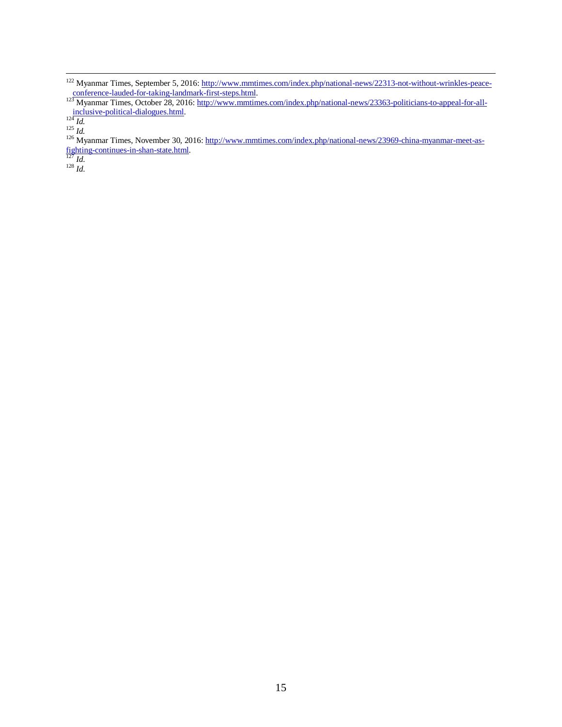[122] Myanmar Times, September 5, 2016: http://www.mmtimes.com/index.php/national-news/22313-not-without-wrinkles-peace-conference-lauded-for-taking-landmark-first-steps.html.

[123] Myanmar Times, October 28, 2016: http://www.mmtimes.com/index.php/national-news/23363-politicians-to-appeal-for-all-inclusive-political-dialogues.html.

[124] *Id.*

[125] *Id.*

[126] Myanmar Times, November 30, 2016: http://www.mmtimes.com/index.php/national-news/23969-china-myanmar-meet-as-fighting-continues-in-shan-state.html.

[127] *Id.*

[128] *Id.*